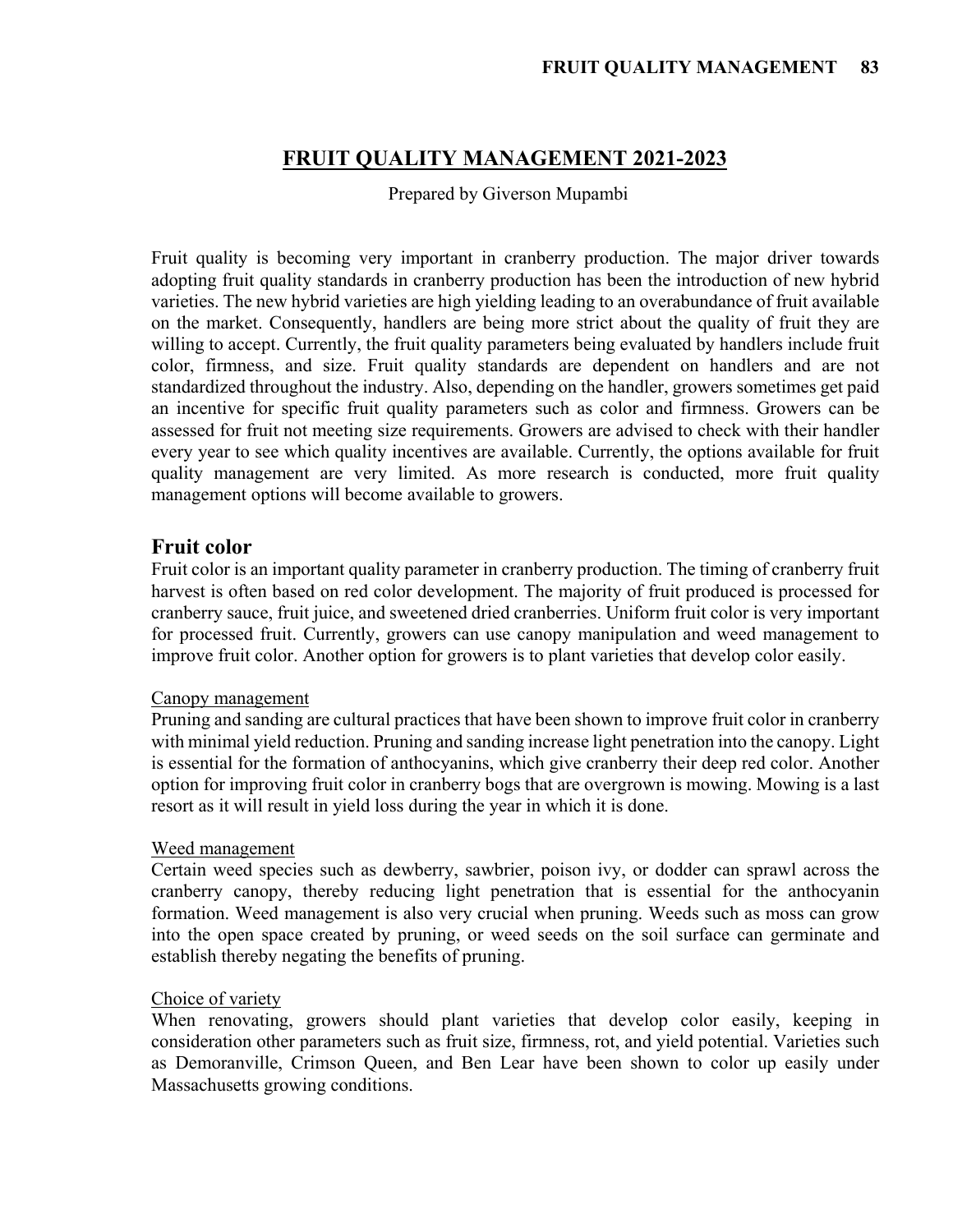# FRUIT QUALITY MANAGEMENT 2021-2023

Prepared by Giverson Mupambi

Fruit quality is becoming very important in cranberry production. The major driver towards adopting fruit quality standards in cranberry production has been the introduction of new hybrid varieties. The new hybrid varieties are high yielding leading to an overabundance of fruit available on the market. Consequently, handlers are being more strict about the quality of fruit they are willing to accept. Currently, the fruit quality parameters being evaluated by handlers include fruit color, firmness, and size. Fruit quality standards are dependent on handlers and are not standardized throughout the industry. Also, depending on the handler, growers sometimes get paid an incentive for specific fruit quality parameters such as color and firmness. Growers can be assessed for fruit not meeting size requirements. Growers are advised to check with their handler every year to see which quality incentives are available. Currently, the options available for fruit quality management are very limited. As more research is conducted, more fruit quality management options will become available to growers.

## Fruit color

Fruit color is an important quality parameter in cranberry production. The timing of cranberry fruit harvest is often based on red color development. The majority of fruit produced is processed for cranberry sauce, fruit juice, and sweetened dried cranberries. Uniform fruit color is very important for processed fruit. Currently, growers can use canopy manipulation and weed management to improve fruit color. Another option for growers is to plant varieties that develop color easily.

### Canopy management

Pruning and sanding are cultural practices that have been shown to improve fruit color in cranberry with minimal yield reduction. Pruning and sanding increase light penetration into the canopy. Light is essential for the formation of anthocyanins, which give cranberry their deep red color. Another option for improving fruit color in cranberry bogs that are overgrown is mowing. Mowing is a last resort as it will result in yield loss during the year in which it is done.

### Weed management

Certain weed species such as dewberry, sawbrier, poison ivy, or dodder can sprawl across the cranberry canopy, thereby reducing light penetration that is essential for the anthocyanin formation. Weed management is also very crucial when pruning. Weeds such as moss can grow into the open space created by pruning, or weed seeds on the soil surface can germinate and establish thereby negating the benefits of pruning.

### Choice of variety

When renovating, growers should plant varieties that develop color easily, keeping in consideration other parameters such as fruit size, firmness, rot, and yield potential. Varieties such as Demoranville, Crimson Queen, and Ben Lear have been shown to color up easily under Massachusetts growing conditions.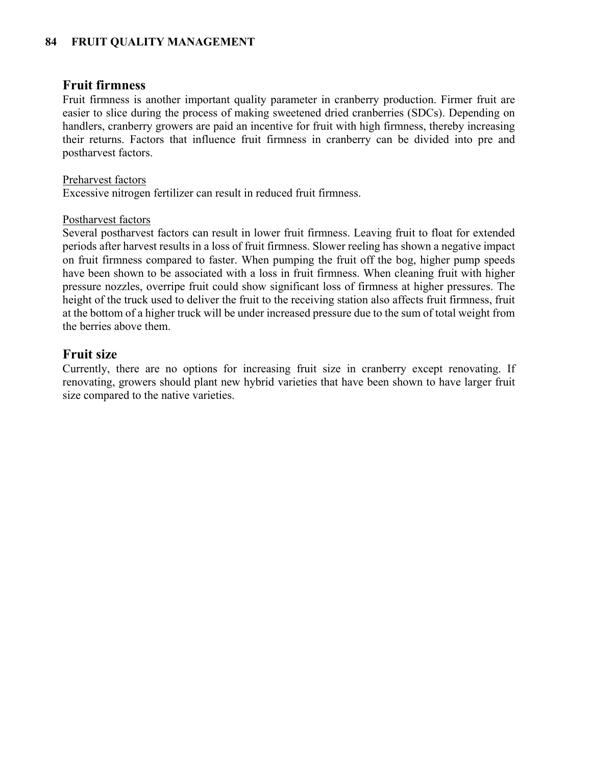## Fruit firmness

Fruit firmness is another important quality parameter in cranberry production. Firmer fruit are easier to slice during the process of making sweetened dried cranberries (SDCs). Depending on handlers, cranberry growers are paid an incentive for fruit with high firmness, thereby increasing their returns. Factors that influence fruit firmness in cranberry can be divided into pre and postharvest factors.

Preharvest factors

Excessive nitrogen fertilizer can result in reduced fruit firmness.

Postharvest factors

Several postharvest factors can result in lower fruit firmness. Leaving fruit to float for extended periods after harvest results in a loss of fruit firmness. Slower reeling has shown a negative impact on fruit firmness compared to faster. When pumping the fruit off the bog, higher pump speeds have been shown to be associated with a loss in fruit firmness. When cleaning fruit with higher pressure nozzles, overripe fruit could show significant loss of firmness at higher pressures. The height of the truck used to deliver the fruit to the receiving station also affects fruit firmness, fruit at the bottom of a higher truck will be under increased pressure due to the sum of total weight from the berries above them.

## Fruit size

Currently, there are no options for increasing fruit size in cranberry except renovating. If renovating, growers should plant new hybrid varieties that have been shown to have larger fruit size compared to the native varieties.